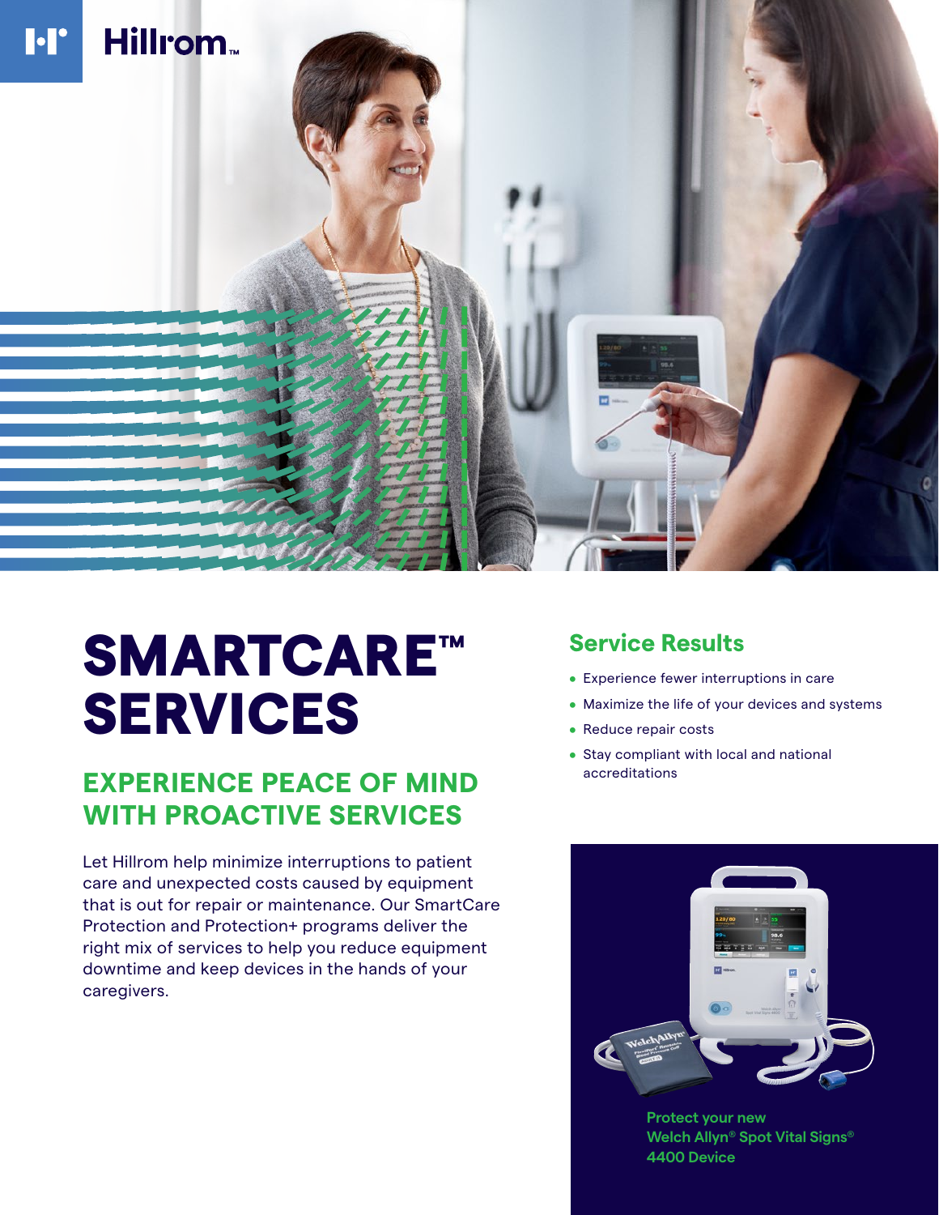Hillrom™

# SMARTCARE™ SERVICES

## EXPERIENCE PEACE OF MIND WITH PROACTIVE SERVICES

Let Hillrom help minimize interruptions to patient care and unexpected costs caused by equipment that is out for repair or maintenance. Our SmartCare Protection and Protection+ programs deliver the right mix of services to help you reduce equipment downtime and keep devices in the hands of your caregivers.

## Service Results

- Experience fewer interruptions in care
- Maximize the life of your devices and systems
- Reduce repair costs
- Stay compliant with local and national accreditations

**Protect your new Welch Allyn® Spot Vital Signs® 4400 Device**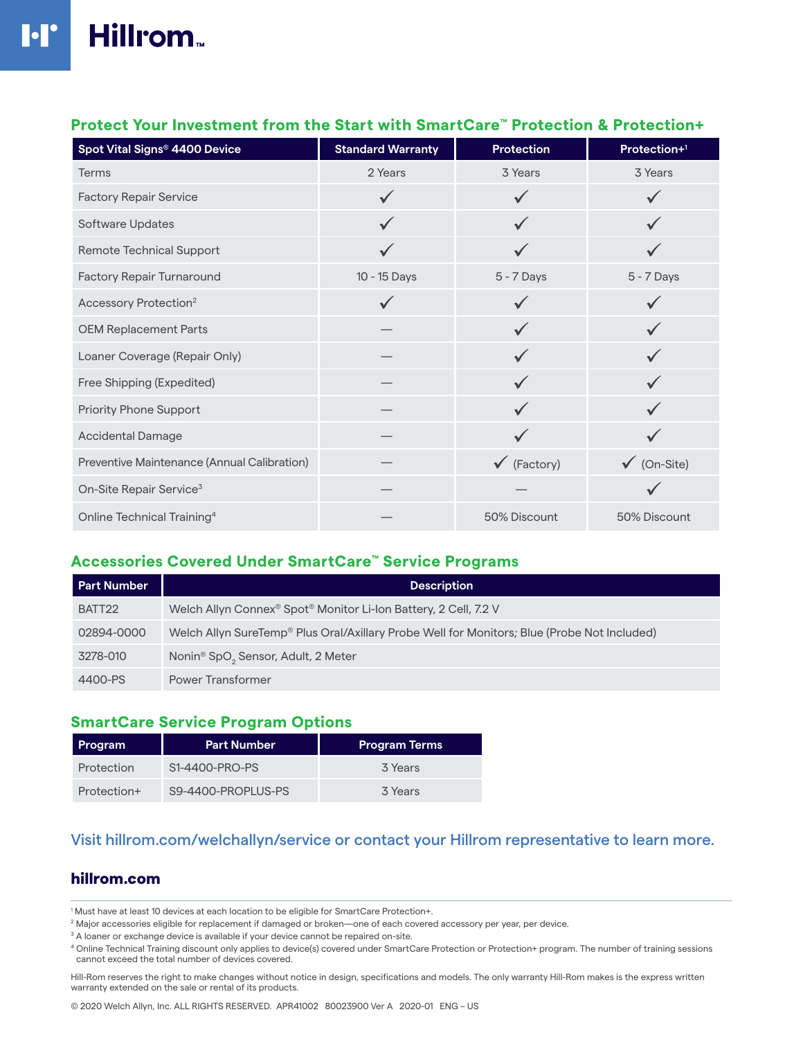Hillrom™

## Protect Your Investment from the Start with SmartCare™ Protection & Protection+

| Spot Vital Signs® 4400 Device | Standard Warranty | Protection | Protection+[1] |
|---|---|---|---|
| Terms | 2 Years | 3 Years | 3 Years |
| Factory Repair Service | ✓ | ✓ | ✓ |
| Software Updates | ✓ | ✓ | ✓ |
| Remote Technical Support | ✓ | ✓ | ✓ |
| Factory Repair Turnaround | 10 - 15 Days | 5 - 7 Days | 5 - 7 Days |
| Accessory Protection[2] | ✓ | ✓ | ✓ |
| OEM Replacement Parts | — | ✓ | ✓ |
| Loaner Coverage (Repair Only) | — | ✓ | ✓ |
| Free Shipping (Expedited) | — | ✓ | ✓ |
| Priority Phone Support | — | ✓ | ✓ |
| Accidental Damage | — | ✓ | ✓ |
| Preventive Maintenance (Annual Calibration) | — | ✓ (Factory) | ✓ (On-Site) |
| On-Site Repair Service[3] | — | — | ✓ |
| Online Technical Training[4] | — | 50% Discount | 50% Discount |

## Accessories Covered Under SmartCare™ Service Programs

| Part Number | Description |
|---|---|
| BATT22 | Welch Allyn Connex® Spot® Monitor Li-Ion Battery, 2 Cell, 7.2 V |
| 02894-0000 | Welch Allyn SureTemp® Plus Oral/Axillary Probe Well for Monitors; Blue (Probe Not Included) |
| 3278-010 | Nonin® $SpO_2$ Sensor, Adult, 2 Meter |
| 4400-PS | Power Transformer |

## SmartCare Service Program Options

| Program | Part Number | Program Terms |
|---|---|---|
| Protection | S1-4400-PRO-PS | 3 Years |
| Protection+ | S9-4400-PROPLUS-PS | 3 Years |

Visit hillrom.com/welchallyn/service or contact your Hillrom representative to learn more.

**hillrom.com**

[1] Must have at least 10 devices at each location to be eligible for SmartCare Protection+.
[2] Major accessories eligible for replacement if damaged or broken—one of each covered accessory per year, per device.
[3] A loaner or exchange device is available if your device cannot be repaired on-site.
[4] Online Technical Training discount only applies to device(s) covered under SmartCare Protection or Protection+ program. The number of training sessions cannot exceed the total number of devices covered.

Hill-Rom reserves the right to make changes without notice in design, specifications and models. The only warranty Hill-Rom makes is the express written warranty extended on the sale or rental of its products.

© 2020 Welch Allyn, Inc. ALL RIGHTS RESERVED. APR41002 80023900 Ver A 2020-01 ENG – US